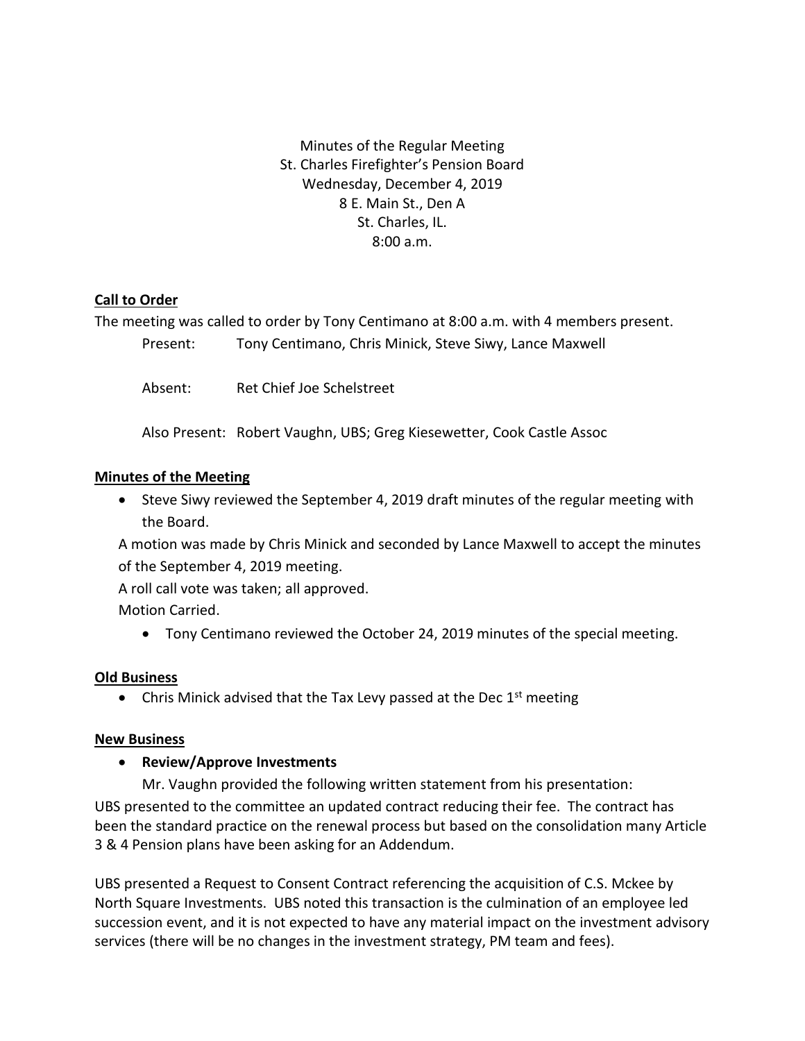Minutes of the Regular Meeting
St. Charles Firefighter's Pension Board
Wednesday, December 4, 2019
8 E. Main St., Den A
St. Charles, IL.
8:00 a.m.

**Call to Order**

The meeting was called to order by Tony Centimano at 8:00 a.m. with 4 members present.

Present: Tony Centimano, Chris Minick, Steve Siwy, Lance Maxwell

Absent: Ret Chief Joe Schelstreet

Also Present: Robert Vaughn, UBS; Greg Kiesewetter, Cook Castle Assoc

**Minutes of the Meeting**

- Steve Siwy reviewed the September 4, 2019 draft minutes of the regular meeting with the Board.

A motion was made by Chris Minick and seconded by Lance Maxwell to accept the minutes of the September 4, 2019 meeting.

A roll call vote was taken; all approved.

Motion Carried.

- Tony Centimano reviewed the October 24, 2019 minutes of the special meeting.

**Old Business**

- Chris Minick advised that the Tax Levy passed at the Dec 1st meeting

**New Business**

- **Review/Approve Investments**

Mr. Vaughn provided the following written statement from his presentation:

UBS presented to the committee an updated contract reducing their fee. The contract has been the standard practice on the renewal process but based on the consolidation many Article 3 & 4 Pension plans have been asking for an Addendum.

UBS presented a Request to Consent Contract referencing the acquisition of C.S. Mckee by North Square Investments. UBS noted this transaction is the culmination of an employee led succession event, and it is not expected to have any material impact on the investment advisory services (there will be no changes in the investment strategy, PM team and fees).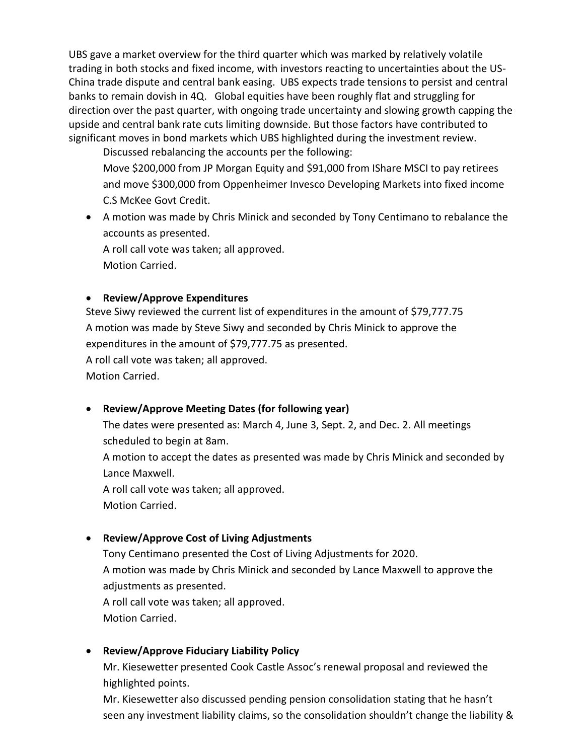UBS gave a market overview for the third quarter which was marked by relatively volatile trading in both stocks and fixed income, with investors reacting to uncertainties about the US-China trade dispute and central bank easing. UBS expects trade tensions to persist and central banks to remain dovish in 4Q. Global equities have been roughly flat and struggling for direction over the past quarter, with ongoing trade uncertainty and slowing growth capping the upside and central bank rate cuts limiting downside. But those factors have contributed to significant moves in bond markets which UBS highlighted during the investment review.

Discussed rebalancing the accounts per the following:

Move $200,000 from JP Morgan Equity and $91,000 from IShare MSCI to pay retirees and move $300,000 from Oppenheimer Invesco Developing Markets into fixed income C.S McKee Govt Credit.

- A motion was made by Chris Minick and seconded by Tony Centimano to rebalance the accounts as presented.
  A roll call vote was taken; all approved.
  Motion Carried.

- **Review/Approve Expenditures**

Steve Siwy reviewed the current list of expenditures in the amount of $79,777.75
A motion was made by Steve Siwy and seconded by Chris Minick to approve the expenditures in the amount of $79,777.75 as presented.
A roll call vote was taken; all approved.
Motion Carried.

- **Review/Approve Meeting Dates (for following year)**

  The dates were presented as: March 4, June 3, Sept. 2, and Dec. 2. All meetings scheduled to begin at 8am.
  A motion to accept the dates as presented was made by Chris Minick and seconded by Lance Maxwell.
  A roll call vote was taken; all approved.
  Motion Carried.

- **Review/Approve Cost of Living Adjustments**

  Tony Centimano presented the Cost of Living Adjustments for 2020.
  A motion was made by Chris Minick and seconded by Lance Maxwell to approve the adjustments as presented.
  A roll call vote was taken; all approved.
  Motion Carried.

- **Review/Approve Fiduciary Liability Policy**

  Mr. Kiesewetter presented Cook Castle Assoc's renewal proposal and reviewed the highlighted points.
  Mr. Kiesewetter also discussed pending pension consolidation stating that he hasn't seen any investment liability claims, so the consolidation shouldn't change the liability &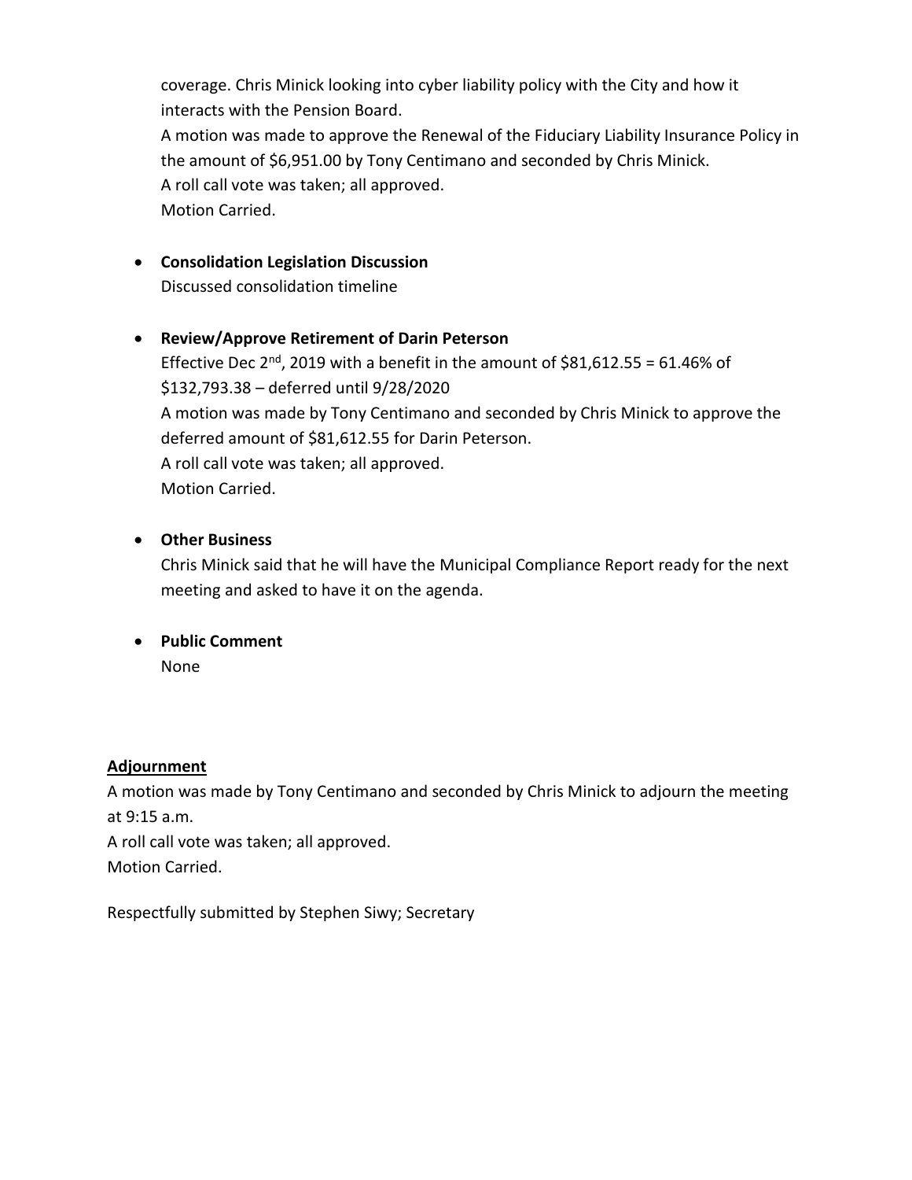coverage. Chris Minick looking into cyber liability policy with the City and how it interacts with the Pension Board.
A motion was made to approve the Renewal of the Fiduciary Liability Insurance Policy in the amount of $6,951.00 by Tony Centimano and seconded by Chris Minick.
A roll call vote was taken; all approved.
Motion Carried.

- **Consolidation Legislation Discussion**
  Discussed consolidation timeline

- **Review/Approve Retirement of Darin Peterson**
  Effective Dec 2nd, 2019 with a benefit in the amount of $81,612.55 = 61.46% of $132,793.38 – deferred until 9/28/2020
  A motion was made by Tony Centimano and seconded by Chris Minick to approve the deferred amount of $81,612.55 for Darin Peterson.
  A roll call vote was taken; all approved.
  Motion Carried.

- **Other Business**
  Chris Minick said that he will have the Municipal Compliance Report ready for the next meeting and asked to have it on the agenda.

- **Public Comment**
  None

**Adjournment**

A motion was made by Tony Centimano and seconded by Chris Minick to adjourn the meeting at 9:15 a.m.
A roll call vote was taken; all approved.
Motion Carried.

Respectfully submitted by Stephen Siwy; Secretary